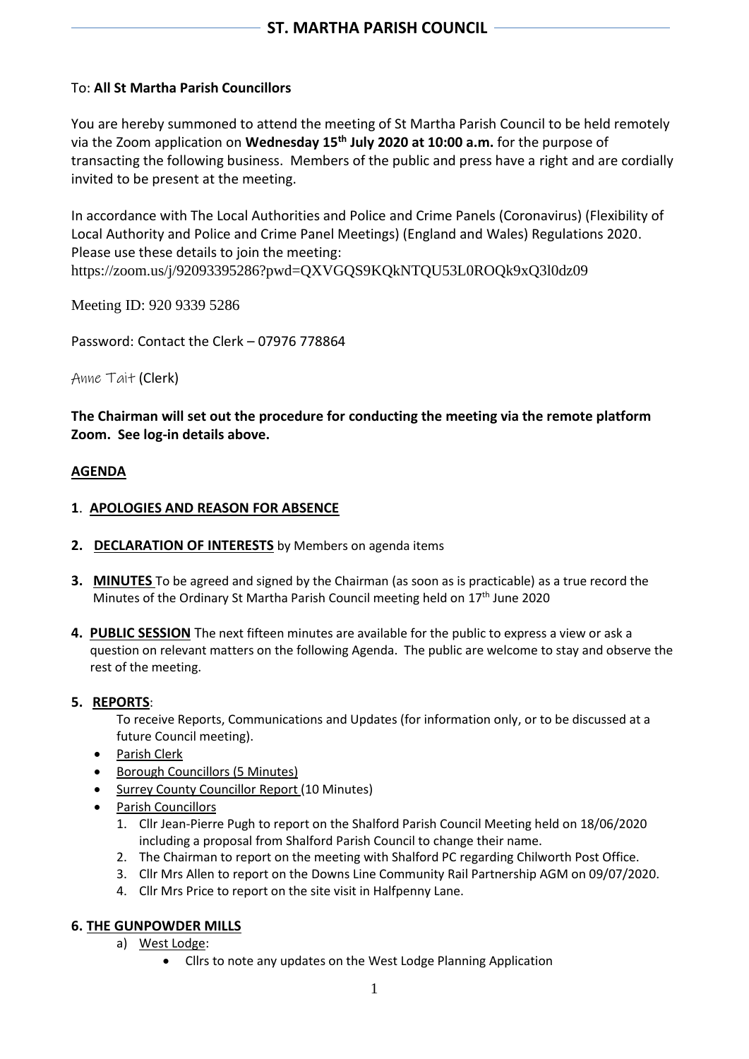# ST. MARTHA PARISH COUNCIL

To: **All St Martha Parish Councillors**

You are hereby summoned to attend the meeting of St Martha Parish Council to be held remotely via the Zoom application on **Wednesday 15th July 2020 at 10:00 a.m.** for the purpose of transacting the following business. Members of the public and press have a right and are cordially invited to be present at the meeting.

In accordance with The Local Authorities and Police and Crime Panels (Coronavirus) (Flexibility of Local Authority and Police and Crime Panel Meetings) (England and Wales) Regulations 2020. Please use these details to join the meeting:
https://zoom.us/j/92093395286?pwd=QXVGQS9KQkNTQU53L0ROQk9xQ3l0dz09

Meeting ID: 920 9339 5286

Password: Contact the Clerk – 07976 778864

Anne Tait (Clerk)

**The Chairman will set out the procedure for conducting the meeting via the remote platform Zoom. See log-in details above.**

## AGENDA

**1. APOLOGIES AND REASON FOR ABSENCE**

**2. DECLARATION OF INTERESTS** by Members on agenda items

**3. MINUTES** To be agreed and signed by the Chairman (as soon as is practicable) as a true record the Minutes of the Ordinary St Martha Parish Council meeting held on 17th June 2020

**4. PUBLIC SESSION** The next fifteen minutes are available for the public to express a view or ask a question on relevant matters on the following Agenda. The public are welcome to stay and observe the rest of the meeting.

**5. REPORTS**:

To receive Reports, Communications and Updates (for information only, or to be discussed at a future Council meeting).

- Parish Clerk
- Borough Councillors (5 Minutes)
- Surrey County Councillor Report (10 Minutes)
- Parish Councillors
  1. Cllr Jean-Pierre Pugh to report on the Shalford Parish Council Meeting held on 18/06/2020 including a proposal from Shalford Parish Council to change their name.
  2. The Chairman to report on the meeting with Shalford PC regarding Chilworth Post Office.
  3. Cllr Mrs Allen to report on the Downs Line Community Rail Partnership AGM on 09/07/2020.
  4. Cllr Mrs Price to report on the site visit in Halfpenny Lane.

**6. THE GUNPOWDER MILLS**

a) West Lodge:
   - Cllrs to note any updates on the West Lodge Planning Application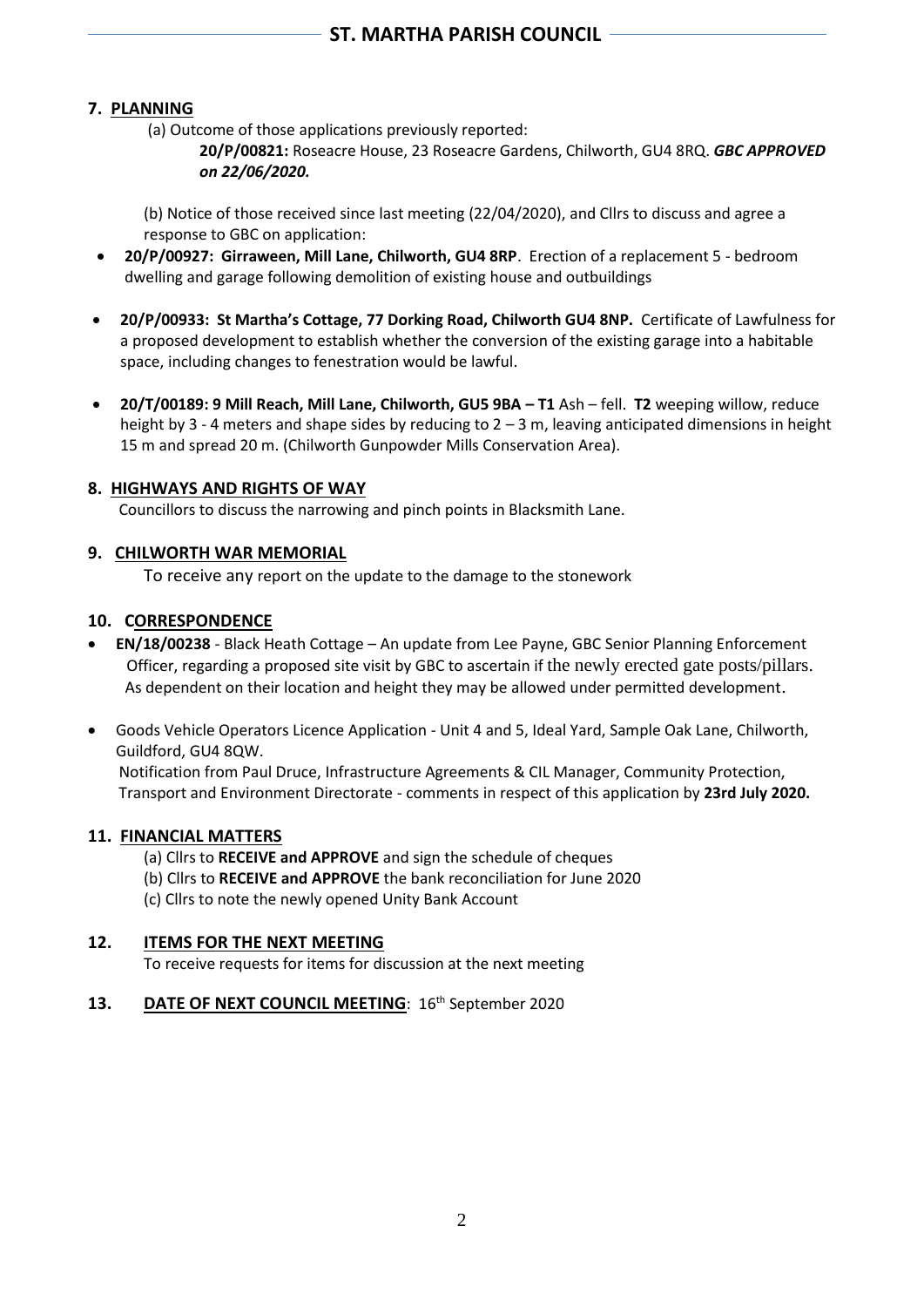## 7. PLANNING

(a) Outcome of those applications previously reported:

**20/P/00821:** Roseacre House, 23 Roseacre Gardens, Chilworth, GU4 8RQ. ***GBC APPROVED on 22/06/2020.***

(b) Notice of those received since last meeting (22/04/2020), and Cllrs to discuss and agree a response to GBC on application:

- **20/P/00927: Girraween, Mill Lane, Chilworth, GU4 8RP**. Erection of a replacement 5 - bedroom dwelling and garage following demolition of existing house and outbuildings
- **20/P/00933: St Martha's Cottage, 77 Dorking Road, Chilworth GU4 8NP.** Certificate of Lawfulness for a proposed development to establish whether the conversion of the existing garage into a habitable space, including changes to fenestration would be lawful.
- **20/T/00189: 9 Mill Reach, Mill Lane, Chilworth, GU5 9BA – T1** Ash – fell. **T2** weeping willow, reduce height by 3 - 4 meters and shape sides by reducing to 2 – 3 m, leaving anticipated dimensions in height 15 m and spread 20 m. (Chilworth Gunpowder Mills Conservation Area).

## 8. HIGHWAYS AND RIGHTS OF WAY

Councillors to discuss the narrowing and pinch points in Blacksmith Lane.

## 9. CHILWORTH WAR MEMORIAL

To receive any report on the update to the damage to the stonework

## 10. CORRESPONDENCE

- **EN/18/00238** - Black Heath Cottage – An update from Lee Payne, GBC Senior Planning Enforcement Officer, regarding a proposed site visit by GBC to ascertain if the newly erected gate posts/pillars. As dependent on their location and height they may be allowed under permitted development.
- Goods Vehicle Operators Licence Application - Unit 4 and 5, Ideal Yard, Sample Oak Lane, Chilworth, Guildford, GU4 8QW.
  Notification from Paul Druce, Infrastructure Agreements & CIL Manager, Community Protection, Transport and Environment Directorate - comments in respect of this application by **23rd July 2020.**

## 11. FINANCIAL MATTERS

(a) Cllrs to **RECEIVE and APPROVE** and sign the schedule of cheques

(b) Cllrs to **RECEIVE and APPROVE** the bank reconciliation for June 2020

(c) Cllrs to note the newly opened Unity Bank Account

## 12. ITEMS FOR THE NEXT MEETING

To receive requests for items for discussion at the next meeting

## 13. DATE OF NEXT COUNCIL MEETING: 16th September 2020